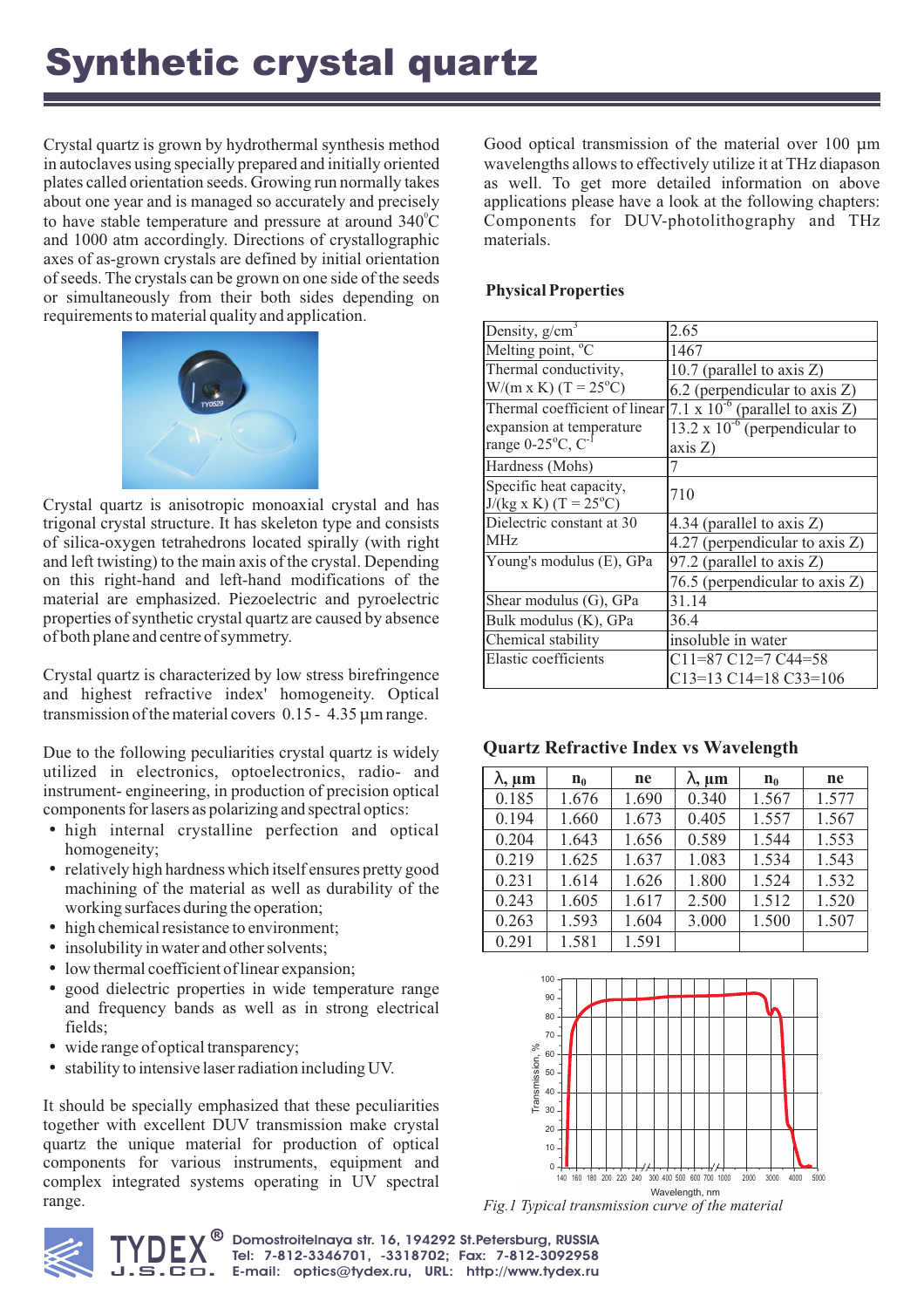# Synthetic crystal quartz

Crystal quartz is grown by hydrothermal synthesis method in autoclaves using specially prepared and initially oriented plates called orientation seeds. Growing run normally takes about one year and is managed so accurately and precisely to have stable temperature and pressure at around 340°C and 1000 atm accordingly. Directions of crystallographic axes of as-grown crystals are defined by initial orientation of seeds. The crystals can be grown on one side of the seeds or simultaneously from their both sides depending on requirements to material quality and application.

Crystal quartz is anisotropic monoaxial crystal and has trigonal crystal structure. It has skeleton type and consists of silica-oxygen tetrahedrons located spirally (with right and left twisting) to the main axis of the crystal. Depending on this right-hand and left-hand modifications of the material are emphasized. Piezoelectric and pyroelectric properties of synthetic crystal quartz are caused by absence of both plane and centre of symmetry.

Crystal quartz is characterized by low stress birefringence and highest refractive index' homogeneity. Optical transmission of the material covers 0.15 - 4.35 µm range.

Due to the following peculiarities crystal quartz is widely utilized in electronics, optoelectronics, radio- and instrument- engineering, in production of precision optical components for lasers as polarizing and spectral optics:

- high internal crystalline perfection and optical homogeneity;
- relatively high hardness which itself ensures pretty good machining of the material as well as durability of the working surfaces during the operation;
- high chemical resistance to environment;
- insolubility in water and other solvents;
- low thermal coefficient of linear expansion;
- good dielectric properties in wide temperature range and frequency bands as well as in strong electrical fields;
- wide range of optical transparency;
- stability to intensive laser radiation including UV.

It should be specially emphasized that these peculiarities together with excellent DUV transmission make crystal quartz the unique material for production of optical components for various instruments, equipment and complex integrated systems operating in UV spectral range.

Good optical transmission of the material over 100 µm wavelengths allows to effectively utilize it at THz diapason as well. To get more detailed information on above applications please have a look at the following chapters: Components for DUV-photolithography and THz materials.

### Physical Properties

| Property | Value |
|---|---|
| Density, g/cm$^3$ | 2.65 |
| Melting point, °C | 1467 |
| Thermal conductivity, W/(m x K) (T = 25°C) | 10.7 (parallel to axis Z) |
| | 6.2 (perpendicular to axis Z) |
| Thermal coefficient of linear expansion at temperature range 0-25°C, C$^{-1}$ | 7.1 x 10$^{-6}$ (parallel to axis Z) |
| | 13.2 x 10$^{-6}$ (perpendicular to axis Z) |
| Hardness (Mohs) | 7 |
| Specific heat capacity, J/(kg x K) (T = 25°C) | 710 |
| Dielectric constant at 30 MHz | 4.34 (parallel to axis Z) |
| | 4.27 (perpendicular to axis Z) |
| Young's modulus (E), GPa | 97.2 (parallel to axis Z) |
| | 76.5 (perpendicular to axis Z) |
| Shear modulus (G), GPa | 31.14 |
| Bulk modulus (K), GPa | 36.4 |
| Chemical stability | insoluble in water |
| Elastic coefficients | C11=87 C12=7 C44=58 C13=13 C14=18 C33=106 |

### Quartz Refractive Index vs Wavelength

| λ, µm | $n_0$ | ne | λ, µm | $n_0$ | ne |
|---|---|---|---|---|---|
| 0.185 | 1.676 | 1.690 | 0.340 | 1.567 | 1.577 |
| 0.194 | 1.660 | 1.673 | 0.405 | 1.557 | 1.567 |
| 0.204 | 1.643 | 1.656 | 0.589 | 1.544 | 1.553 |
| 0.219 | 1.625 | 1.637 | 1.083 | 1.534 | 1.543 |
| 0.231 | 1.614 | 1.626 | 1.800 | 1.524 | 1.532 |
| 0.243 | 1.605 | 1.617 | 2.500 | 1.512 | 1.520 |
| 0.263 | 1.593 | 1.604 | 3.000 | 1.500 | 1.507 |
| 0.291 | 1.581 | 1.591 | | | |

*Fig.1 Typical transmission curve of the material*

TYDEX J.S.Co. Domostroitelnaya str. 16, 194292 St.Petersburg, RUSSIA
Tel: 7-812-3346701, -3318702; Fax: 7-812-3092958
E-mail: optics@tydex.ru, URL: http://www.tydex.ru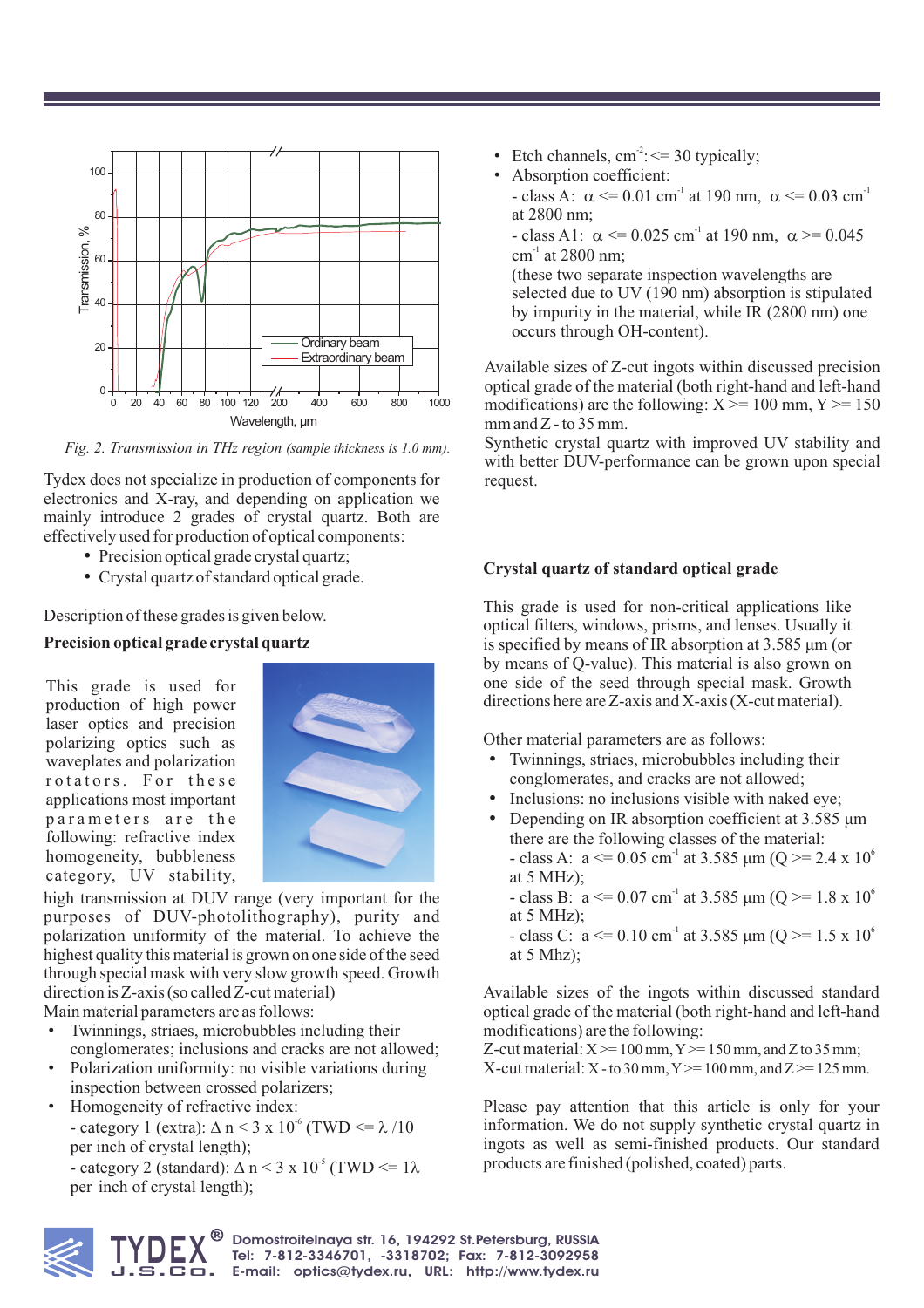Transmission, %

100

80

60

40

20

0

0 20 40 60 80 100 120 200 400 600 800 1000

Wavelength, µm

Ordinary beam

Extraordinary beam

*Fig. 2. Transmission in THz region (sample thickness is 1.0 mm).*

Tydex does not specialize in production of components for electronics and X-ray, and depending on application we mainly introduce 2 grades of crystal quartz. Both are effectively used for production of optical components:

- Precision optical grade crystal quartz;
- Crystal quartz of standard optical grade.

Description of these grades is given below.

**Precision optical grade crystal quartz**

This grade is used for production of high power laser optics and precision polarizing optics such as waveplates and polarization rotators. For these applications most important parameters are the following: refractive index homogeneity, bubbleness category, UV stability, high transmission at DUV range (very important for the purposes of DUV-photolithography), purity and polarization uniformity of the material. To achieve the highest quality this material is grown on one side of the seed through special mask with very slow growth speed. Growth direction is Z-axis (so called Z-cut material)

Main material parameters are as follows:

- Twinnings, striaes, microbubbles including their conglomerates; inclusions and cracks are not allowed;
- Polarization uniformity: no visible variations during inspection between crossed polarizers;
- Homogeneity of refractive index:
  - category 1 (extra): $\Delta n < 3 \times 10^{-6}$ (TWD <= $\lambda$ /10 per inch of crystal length);
  - category 2 (standard): $\Delta n < 3 \times 10^{-5}$ (TWD <= 1$\lambda$ per inch of crystal length);
- Etch channels, $cm^{-2}$: <= 30 typically;
- Absorption coefficient:
  - class A: $\alpha$ <= 0.01 $cm^{-1}$ at 190 nm, $\alpha$ <= 0.03 $cm^{-1}$ at 2800 nm;
  - class A1: $\alpha$ <= 0.025 $cm^{-1}$ at 190 nm, $\alpha$ >= 0.045 $cm^{-1}$ at 2800 nm;

  (these two separate inspection wavelengths are selected due to UV (190 nm) absorption is stipulated by impurity in the material, while IR (2800 nm) one occurs through OH-content).

Available sizes of Z-cut ingots within discussed precision optical grade of the material (both right-hand and left-hand modifications) are the following: X >= 100 mm, Y >= 150 mm and Z - to 35 mm.

Synthetic crystal quartz with improved UV stability and with better DUV-performance can be grown upon special request.

**Crystal quartz of standard optical grade**

This grade is used for non-critical applications like optical filters, windows, prisms, and lenses. Usually it is specified by means of IR absorption at 3.585 µm (or by means of Q-value). This material is also grown on one side of the seed through special mask. Growth directions here are Z-axis and X-axis (X-cut material).

Other material parameters are as follows:

- Twinnings, striaes, microbubbles including their conglomerates, and cracks are not allowed;
- Inclusions: no inclusions visible with naked eye;
- Depending on IR absorption coefficient at 3.585 µm there are the following classes of the material:
  - class A: a <= 0.05 $cm^{-1}$ at 3.585 µm (Q >= 2.4 x $10^{6}$ at 5 MHz);
  - class B: a <= 0.07 $cm^{-1}$ at 3.585 µm (Q >= 1.8 x $10^{6}$ at 5 MHz);
  - class C: a <= 0.10 $cm^{-1}$ at 3.585 µm (Q >= 1.5 x $10^{6}$ at 5 Mhz);

Available sizes of the ingots within discussed standard optical grade of the material (both right-hand and left-hand modifications) are the following:

Z-cut material: X >= 100 mm, Y >= 150 mm, and Z to 35 mm;

X-cut material: X - to 30 mm, Y >= 100 mm, and Z >= 125 mm.

Please pay attention that this article is only for your information. We do not supply synthetic crystal quartz in ingots as well as semi-finished products. Our standard products are finished (polished, coated) parts.